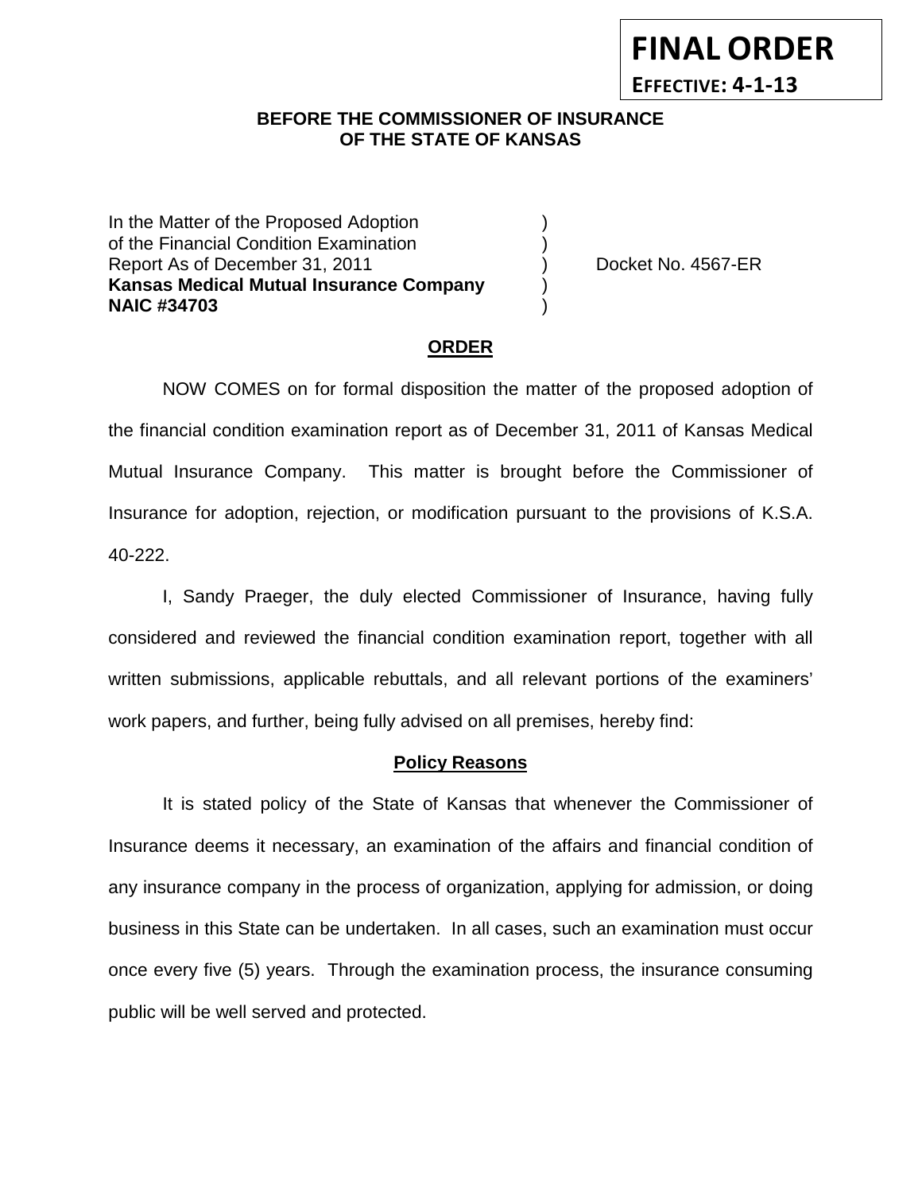**FINAL ORDER**

**EFFECTIVE: 4-1-13**

**BEFORE THE COMMISSIONER OF INSURANCE
OF THE STATE OF KANSAS**

In the Matter of the Proposed Adoption )
of the Financial Condition Examination )
Report As of December 31, 2011 ) Docket No. 4567-ER
**Kansas Medical Mutual Insurance Company** )
**NAIC #34703** )

**ORDER**

NOW COMES on for formal disposition the matter of the proposed adoption of the financial condition examination report as of December 31, 2011 of Kansas Medical Mutual Insurance Company. This matter is brought before the Commissioner of Insurance for adoption, rejection, or modification pursuant to the provisions of K.S.A. 40-222.

I, Sandy Praeger, the duly elected Commissioner of Insurance, having fully considered and reviewed the financial condition examination report, together with all written submissions, applicable rebuttals, and all relevant portions of the examiners' work papers, and further, being fully advised on all premises, hereby find:

**Policy Reasons**

It is stated policy of the State of Kansas that whenever the Commissioner of Insurance deems it necessary, an examination of the affairs and financial condition of any insurance company in the process of organization, applying for admission, or doing business in this State can be undertaken. In all cases, such an examination must occur once every five (5) years. Through the examination process, the insurance consuming public will be well served and protected.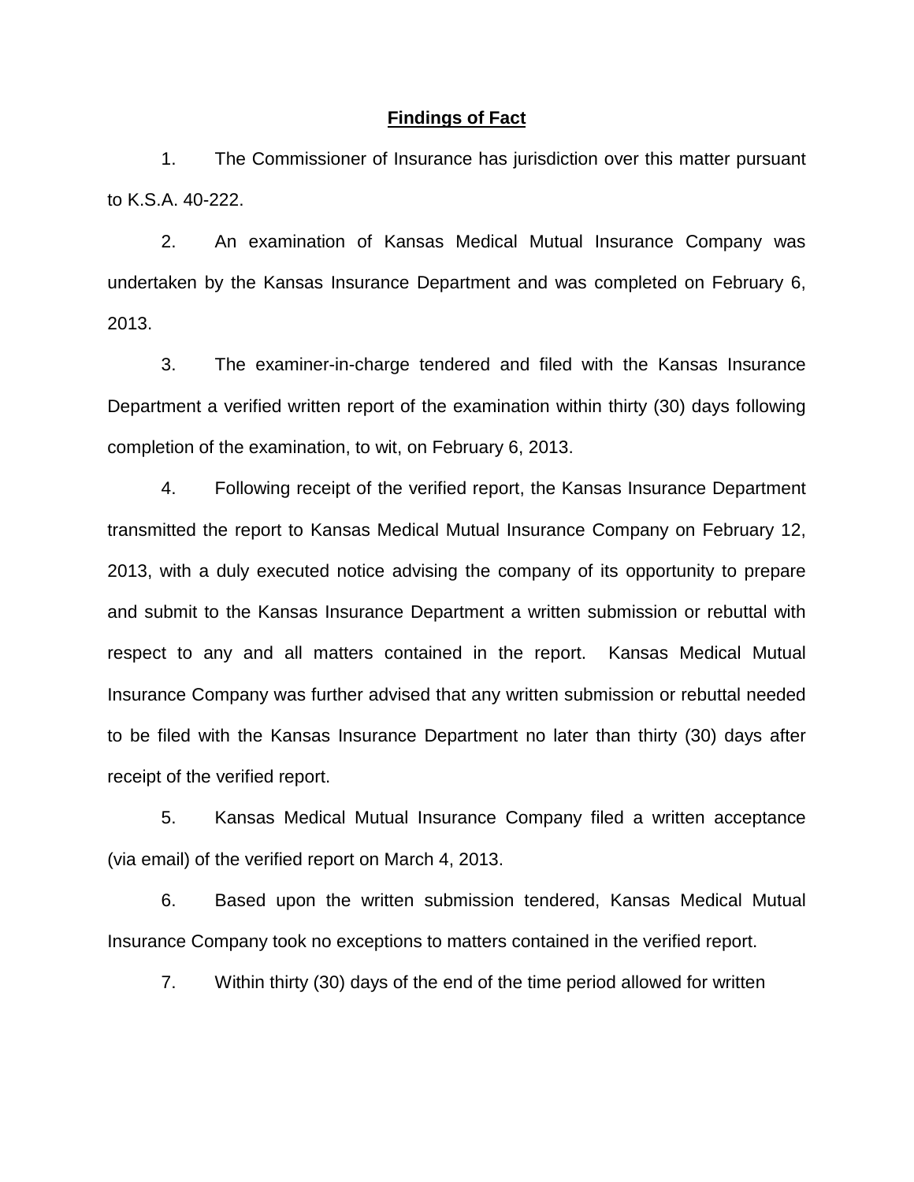## **Findings of Fact**

1. The Commissioner of Insurance has jurisdiction over this matter pursuant to K.S.A. 40-222.

2. An examination of Kansas Medical Mutual Insurance Company was undertaken by the Kansas Insurance Department and was completed on February 6, 2013.

3. The examiner-in-charge tendered and filed with the Kansas Insurance Department a verified written report of the examination within thirty (30) days following completion of the examination, to wit, on February 6, 2013.

4. Following receipt of the verified report, the Kansas Insurance Department transmitted the report to Kansas Medical Mutual Insurance Company on February 12, 2013, with a duly executed notice advising the company of its opportunity to prepare and submit to the Kansas Insurance Department a written submission or rebuttal with respect to any and all matters contained in the report. Kansas Medical Mutual Insurance Company was further advised that any written submission or rebuttal needed to be filed with the Kansas Insurance Department no later than thirty (30) days after receipt of the verified report.

5. Kansas Medical Mutual Insurance Company filed a written acceptance (via email) of the verified report on March 4, 2013.

6. Based upon the written submission tendered, Kansas Medical Mutual Insurance Company took no exceptions to matters contained in the verified report.

7. Within thirty (30) days of the end of the time period allowed for written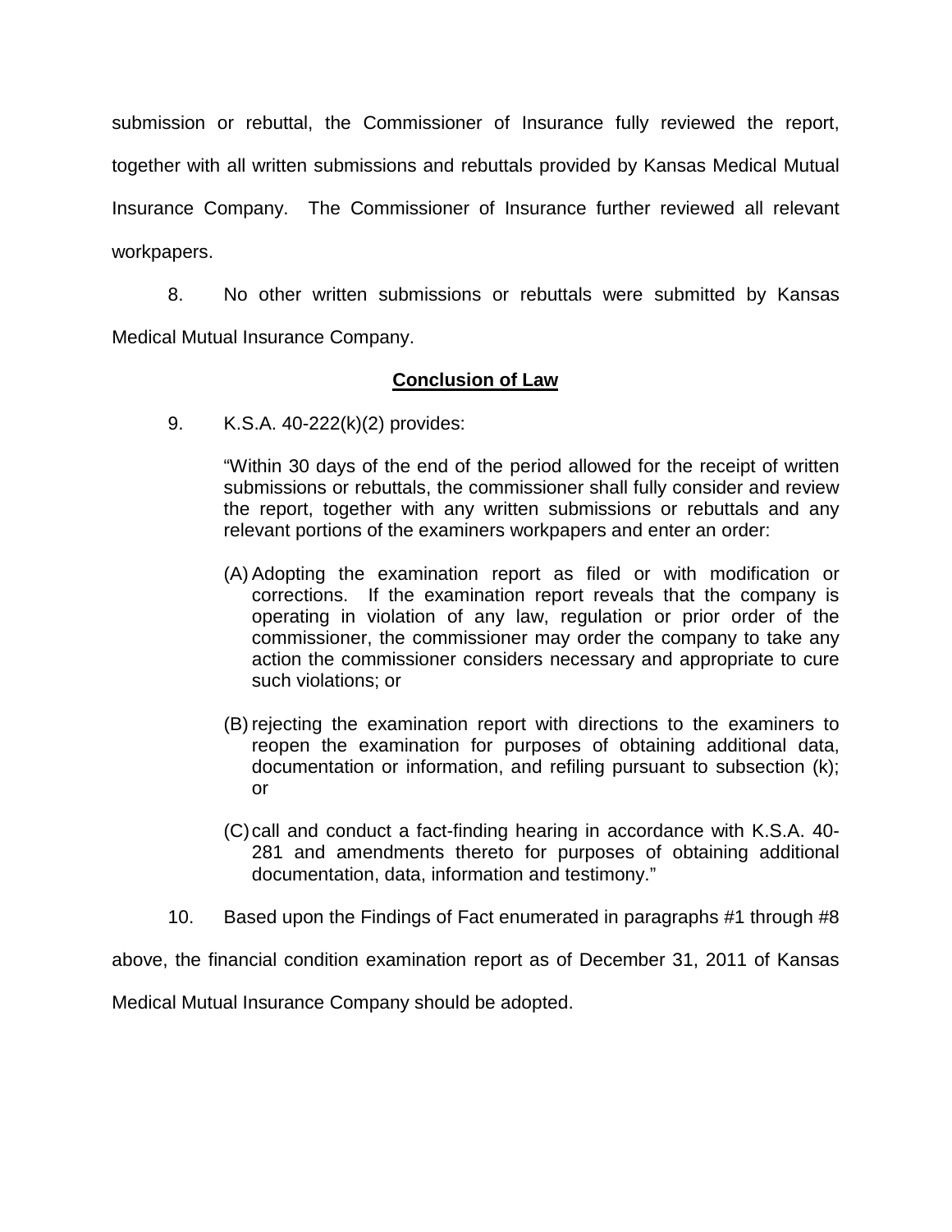submission or rebuttal, the Commissioner of Insurance fully reviewed the report, together with all written submissions and rebuttals provided by Kansas Medical Mutual Insurance Company. The Commissioner of Insurance further reviewed all relevant workpapers.

8. No other written submissions or rebuttals were submitted by Kansas Medical Mutual Insurance Company.

## Conclusion of Law

9. K.S.A. 40-222(k)(2) provides:

> "Within 30 days of the end of the period allowed for the receipt of written submissions or rebuttals, the commissioner shall fully consider and review the report, together with any written submissions or rebuttals and any relevant portions of the examiners workpapers and enter an order:
>
> (A) Adopting the examination report as filed or with modification or corrections. If the examination report reveals that the company is operating in violation of any law, regulation or prior order of the commissioner, the commissioner may order the company to take any action the commissioner considers necessary and appropriate to cure such violations; or
>
> (B) rejecting the examination report with directions to the examiners to reopen the examination for purposes of obtaining additional data, documentation or information, and refiling pursuant to subsection (k); or
>
> (C) call and conduct a fact-finding hearing in accordance with K.S.A. 40-281 and amendments thereto for purposes of obtaining additional documentation, data, information and testimony."

10. Based upon the Findings of Fact enumerated in paragraphs #1 through #8 above, the financial condition examination report as of December 31, 2011 of Kansas Medical Mutual Insurance Company should be adopted.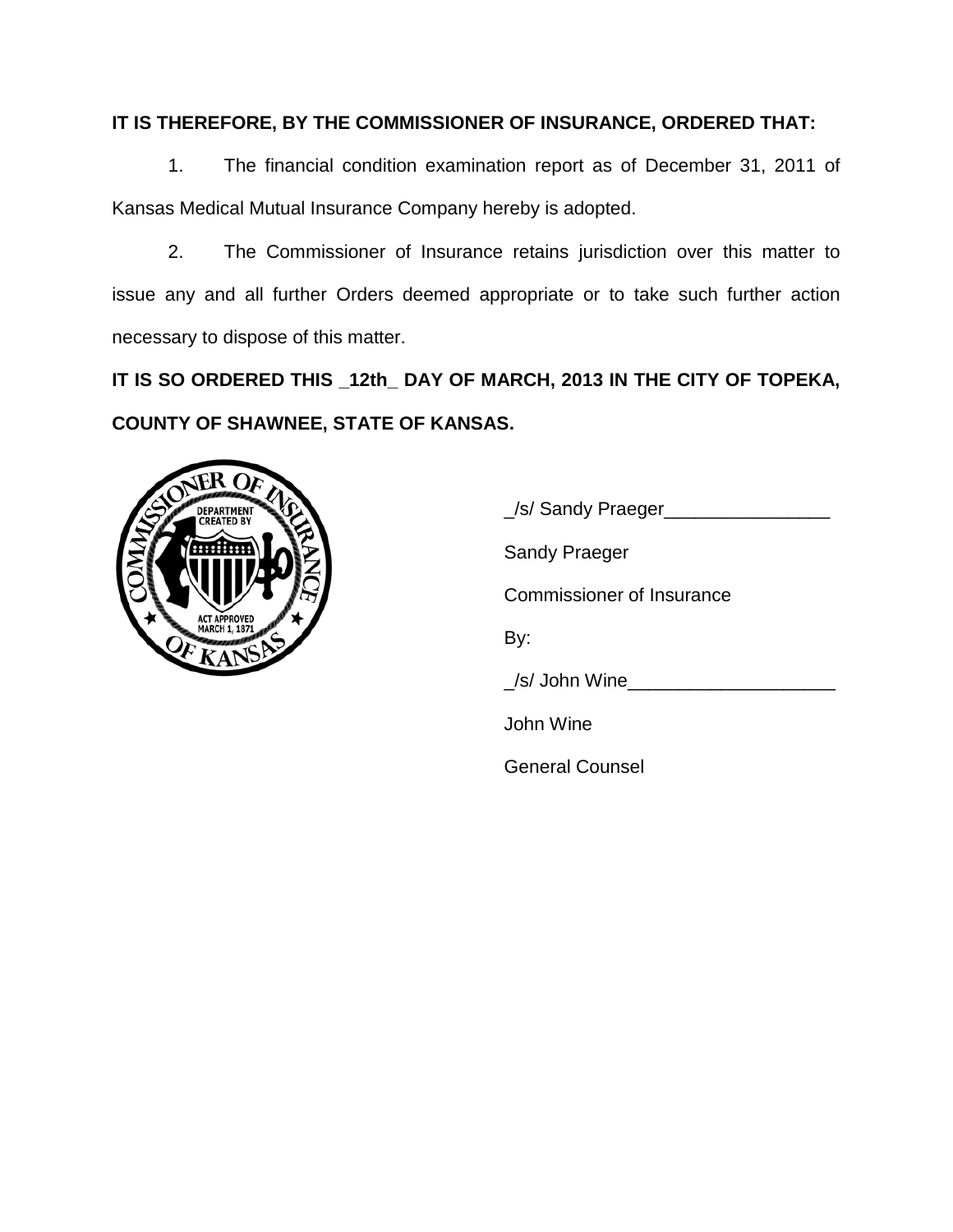**IT IS THEREFORE, BY THE COMMISSIONER OF INSURANCE, ORDERED THAT:**

1. The financial condition examination report as of December 31, 2011 of Kansas Medical Mutual Insurance Company hereby is adopted.

2. The Commissioner of Insurance retains jurisdiction over this matter to issue any and all further Orders deemed appropriate or to take such further action necessary to dispose of this matter.

**IT IS SO ORDERED THIS _12th_ DAY OF MARCH, 2013 IN THE CITY OF TOPEKA, COUNTY OF SHAWNEE, STATE OF KANSAS.**

_/s/ Sandy Praeger________________

Sandy Praeger

Commissioner of Insurance

By:

_/s/ John Wine____________________

John Wine

General Counsel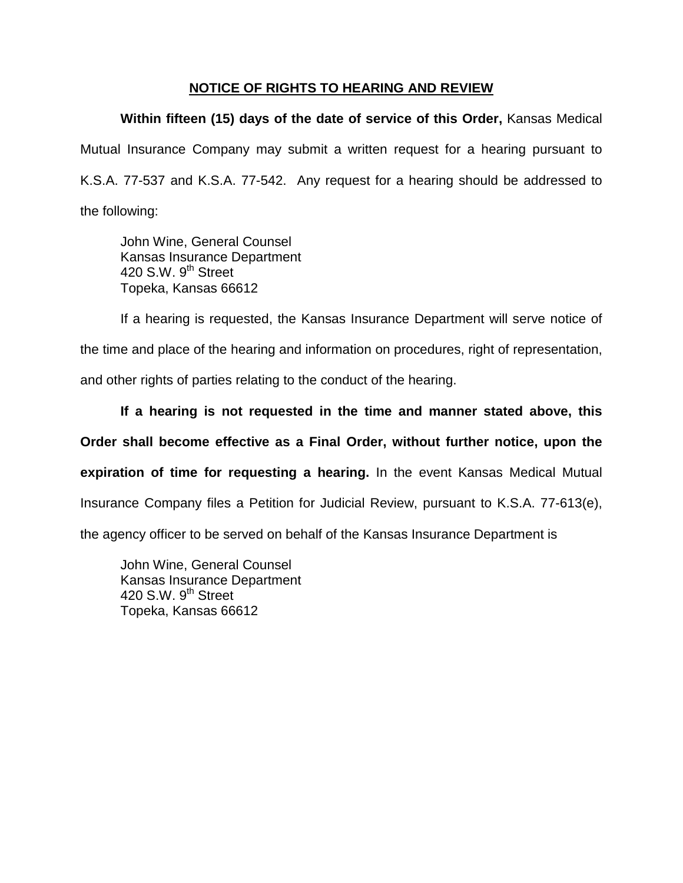**NOTICE OF RIGHTS TO HEARING AND REVIEW**

**Within fifteen (15) days of the date of service of this Order,** Kansas Medical Mutual Insurance Company may submit a written request for a hearing pursuant to K.S.A. 77-537 and K.S.A. 77-542. Any request for a hearing should be addressed to the following:

John Wine, General Counsel
Kansas Insurance Department
420 S.W. 9th Street
Topeka, Kansas 66612

If a hearing is requested, the Kansas Insurance Department will serve notice of the time and place of the hearing and information on procedures, right of representation, and other rights of parties relating to the conduct of the hearing.

**If a hearing is not requested in the time and manner stated above, this Order shall become effective as a Final Order, without further notice, upon the expiration of time for requesting a hearing.** In the event Kansas Medical Mutual Insurance Company files a Petition for Judicial Review, pursuant to K.S.A. 77-613(e), the agency officer to be served on behalf of the Kansas Insurance Department is

John Wine, General Counsel
Kansas Insurance Department
420 S.W. 9th Street
Topeka, Kansas 66612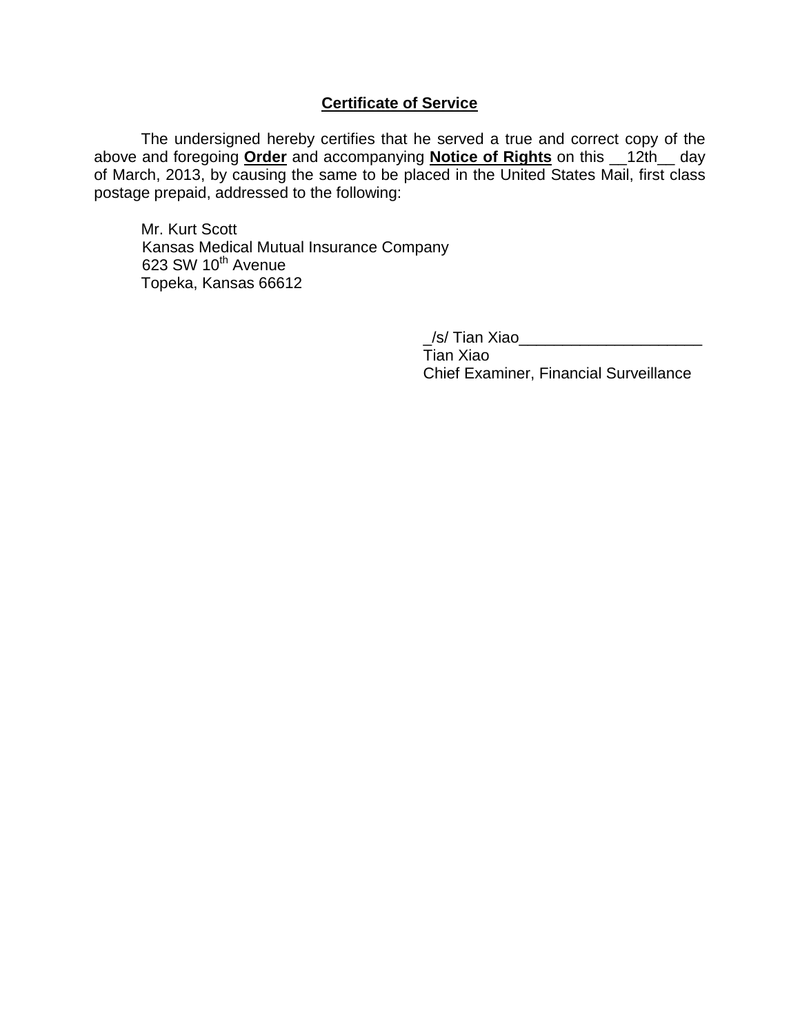**Certificate of Service**

The undersigned hereby certifies that he served a true and correct copy of the above and foregoing **Order** and accompanying **Notice of Rights** on this __12th__ day of March, 2013, by causing the same to be placed in the United States Mail, first class postage prepaid, addressed to the following:

Mr. Kurt Scott
Kansas Medical Mutual Insurance Company
623 SW 10th Avenue
Topeka, Kansas 66612

_/s/ Tian Xiao_____________________
Tian Xiao
Chief Examiner, Financial Surveillance